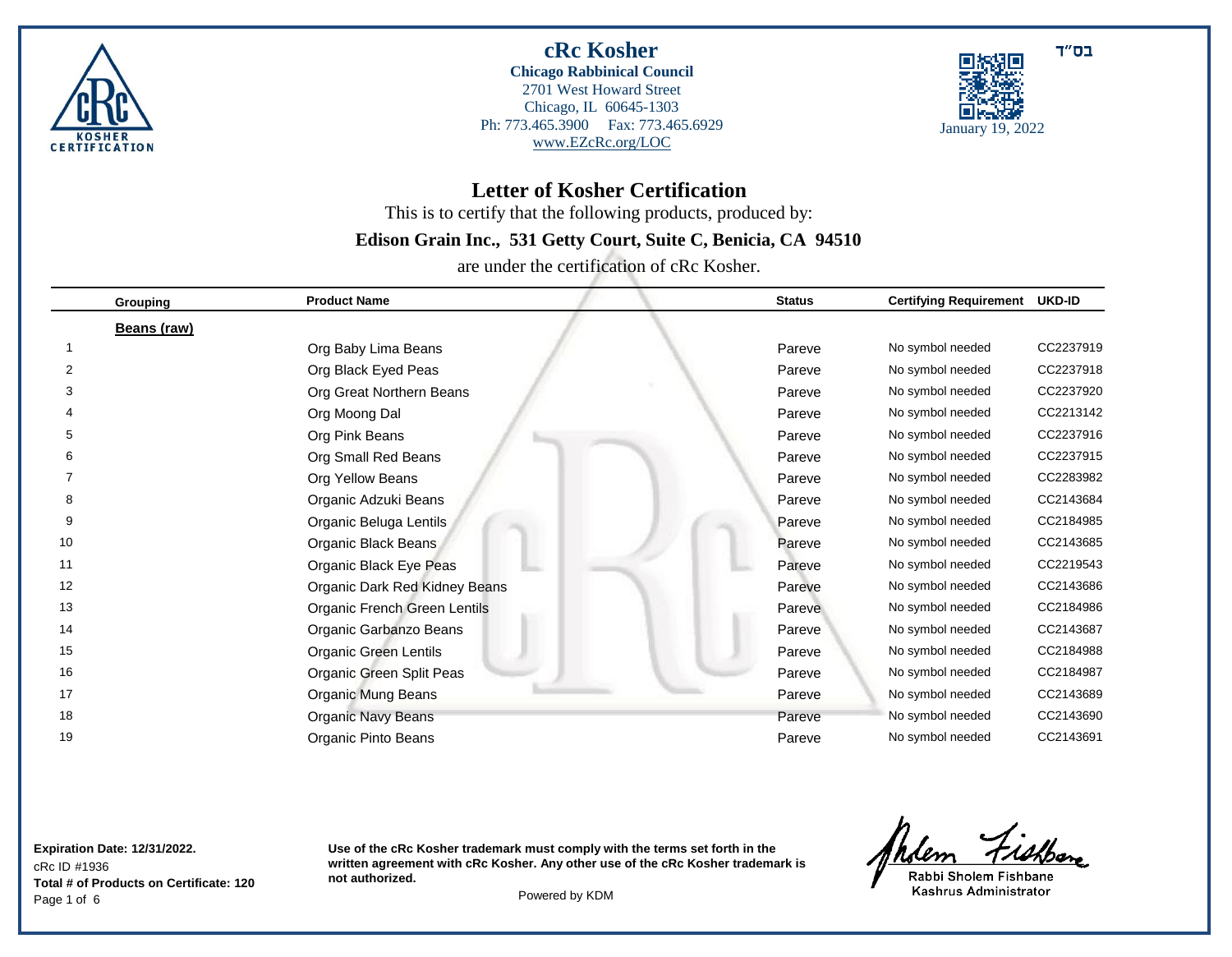בס"ד

# cRc Kosher

**Chicago Rabbinical Council**
2701 West Howard Street
Chicago, IL 60645-1303
Ph: 773.465.3900 Fax: 773.465.6929
www.EZcRc.org/LOC

January 19, 2022

## Letter of Kosher Certification

This is to certify that the following products, produced by:

**Edison Grain Inc., 531 Getty Court, Suite C, Benicia, CA 94510**

are under the certification of cRc Kosher.

| | Grouping | Product Name | Status | Certifying Requirement | UKD-ID |
|---|---|---|---|---|---|
| | **Beans (raw)** | | | | |
| 1 | | Org Baby Lima Beans | Pareve | No symbol needed | CC2237919 |
| 2 | | Org Black Eyed Peas | Pareve | No symbol needed | CC2237918 |
| 3 | | Org Great Northern Beans | Pareve | No symbol needed | CC2237920 |
| 4 | | Org Moong Dal | Pareve | No symbol needed | CC2213142 |
| 5 | | Org Pink Beans | Pareve | No symbol needed | CC2237916 |
| 6 | | Org Small Red Beans | Pareve | No symbol needed | CC2237915 |
| 7 | | Org Yellow Beans | Pareve | No symbol needed | CC2283982 |
| 8 | | Organic Adzuki Beans | Pareve | No symbol needed | CC2143684 |
| 9 | | Organic Beluga Lentils | Pareve | No symbol needed | CC2184985 |
| 10 | | Organic Black Beans | Pareve | No symbol needed | CC2143685 |
| 11 | | Organic Black Eye Peas | Pareve | No symbol needed | CC2219543 |
| 12 | | Organic Dark Red Kidney Beans | Pareve | No symbol needed | CC2143686 |
| 13 | | Organic French Green Lentils | Pareve | No symbol needed | CC2184986 |
| 14 | | Organic Garbanzo Beans | Pareve | No symbol needed | CC2143687 |
| 15 | | Organic Green Lentils | Pareve | No symbol needed | CC2184988 |
| 16 | | Organic Green Split Peas | Pareve | No symbol needed | CC2184987 |
| 17 | | Organic Mung Beans | Pareve | No symbol needed | CC2143689 |
| 18 | | Organic Navy Beans | Pareve | No symbol needed | CC2143690 |
| 19 | | Organic Pinto Beans | Pareve | No symbol needed | CC2143691 |

**Expiration Date: 12/31/2022.**
cRc ID #1936
**Total # of Products on Certificate: 120**

**Use of the cRc Kosher trademark must comply with the terms set forth in the written agreement with cRc Kosher. Any other use of the cRc Kosher trademark is not authorized.**

Powered by KDM

Rabbi Sholem Fishbane
Kashrus Administrator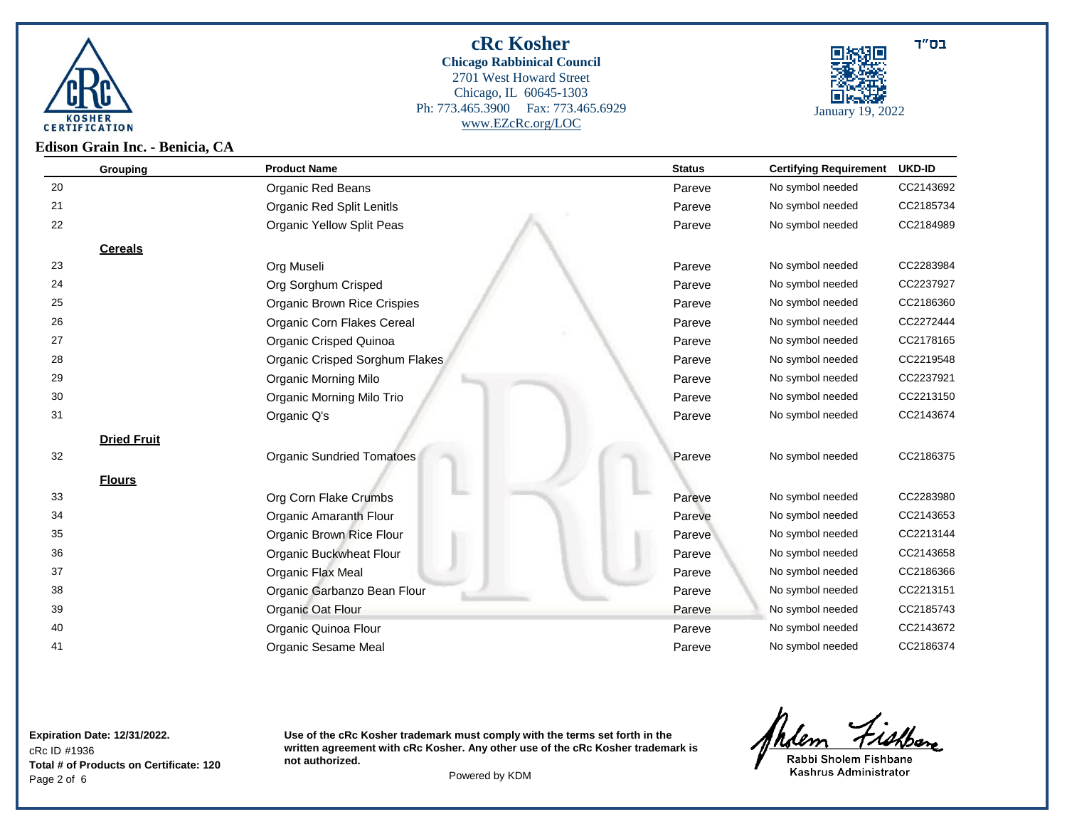# cRc Kosher

**Chicago Rabbinical Council**
2701 West Howard Street
Chicago, IL 60645-1303
Ph: 773.465.3900 Fax: 773.465.6929
www.EZcRc.org/LOC

בס"ד

January 19, 2022

## Edison Grain Inc. - Benicia, CA

| | Grouping | Product Name | Status | Certifying Requirement | UKD-ID |
|---|---|---|---|---|---|
| 20 | | Organic Red Beans | Pareve | No symbol needed | CC2143692 |
| 21 | | Organic Red Split Lenitls | Pareve | No symbol needed | CC2185734 |
| 22 | | Organic Yellow Split Peas | Pareve | No symbol needed | CC2184989 |
| | **Cereals** | | | | |
| 23 | | Org Museli | Pareve | No symbol needed | CC2283984 |
| 24 | | Org Sorghum Crisped | Pareve | No symbol needed | CC2237927 |
| 25 | | Organic Brown Rice Crispies | Pareve | No symbol needed | CC2186360 |
| 26 | | Organic Corn Flakes Cereal | Pareve | No symbol needed | CC2272444 |
| 27 | | Organic Crisped Quinoa | Pareve | No symbol needed | CC2178165 |
| 28 | | Organic Crisped Sorghum Flakes | Pareve | No symbol needed | CC2219548 |
| 29 | | Organic Morning Milo | Pareve | No symbol needed | CC2237921 |
| 30 | | Organic Morning Milo Trio | Pareve | No symbol needed | CC2213150 |
| 31 | | Organic Q's | Pareve | No symbol needed | CC2143674 |
| | **Dried Fruit** | | | | |
| 32 | | Organic Sundried Tomatoes | Pareve | No symbol needed | CC2186375 |
| | **Flours** | | | | |
| 33 | | Org Corn Flake Crumbs | Pareve | No symbol needed | CC2283980 |
| 34 | | Organic Amaranth Flour | Pareve | No symbol needed | CC2143653 |
| 35 | | Organic Brown Rice Flour | Pareve | No symbol needed | CC2213144 |
| 36 | | Organic Buckwheat Flour | Pareve | No symbol needed | CC2143658 |
| 37 | | Organic Flax Meal | Pareve | No symbol needed | CC2186366 |
| 38 | | Organic Garbanzo Bean Flour | Pareve | No symbol needed | CC2213151 |
| 39 | | Organic Oat Flour | Pareve | No symbol needed | CC2185743 |
| 40 | | Organic Quinoa Flour | Pareve | No symbol needed | CC2143672 |
| 41 | | Organic Sesame Meal | Pareve | No symbol needed | CC2186374 |

**Expiration Date: 12/31/2022.**
cRc ID #1936
**Total # of Products on Certificate: 120**

**Use of the cRc Kosher trademark must comply with the terms set forth in the written agreement with cRc Kosher. Any other use of the cRc Kosher trademark is not authorized.**

Powered by KDM

Rabbi Sholem Fishbane
Kashrus Administrator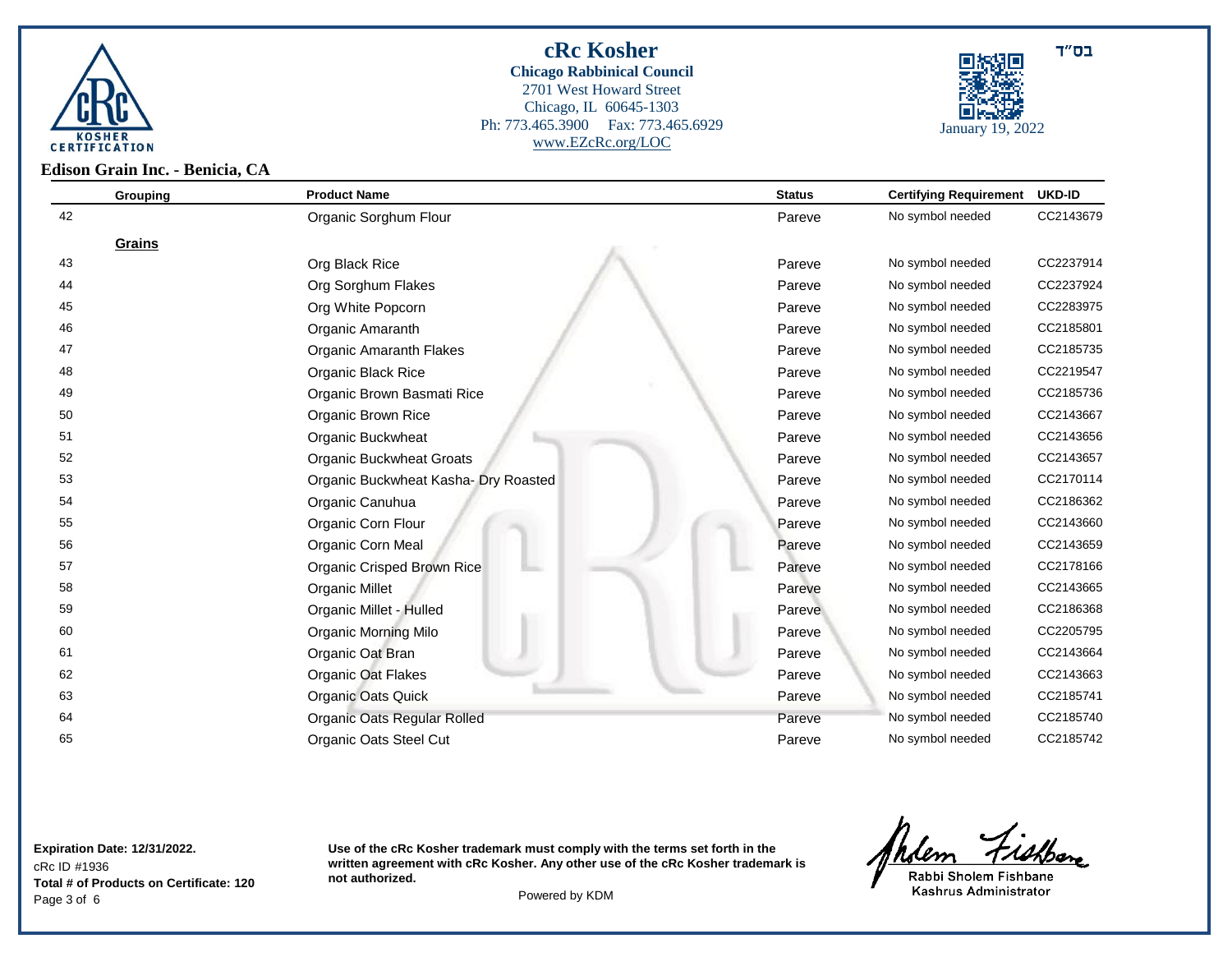# cRc Kosher

**Chicago Rabbinical Council**
2701 West Howard Street
Chicago, IL 60645-1303
Ph: 773.465.3900 Fax: 773.465.6929
www.EZcRc.org/LOC

בס"ד

January 19, 2022

## Edison Grain Inc. - Benicia, CA

| | Grouping | Product Name | Status | Certifying Requirement | UKD-ID |
|---|---|---|---|---|---|
| 42 | | Organic Sorghum Flour | Pareve | No symbol needed | CC2143679 |
| | **Grains** | | | | |
| 43 | | Org Black Rice | Pareve | No symbol needed | CC2237914 |
| 44 | | Org Sorghum Flakes | Pareve | No symbol needed | CC2237924 |
| 45 | | Org White Popcorn | Pareve | No symbol needed | CC2283975 |
| 46 | | Organic Amaranth | Pareve | No symbol needed | CC2185801 |
| 47 | | Organic Amaranth Flakes | Pareve | No symbol needed | CC2185735 |
| 48 | | Organic Black Rice | Pareve | No symbol needed | CC2219547 |
| 49 | | Organic Brown Basmati Rice | Pareve | No symbol needed | CC2185736 |
| 50 | | Organic Brown Rice | Pareve | No symbol needed | CC2143667 |
| 51 | | Organic Buckwheat | Pareve | No symbol needed | CC2143656 |
| 52 | | Organic Buckwheat Groats | Pareve | No symbol needed | CC2143657 |
| 53 | | Organic Buckwheat Kasha- Dry Roasted | Pareve | No symbol needed | CC2170114 |
| 54 | | Organic Canuhua | Pareve | No symbol needed | CC2186362 |
| 55 | | Organic Corn Flour | Pareve | No symbol needed | CC2143660 |
| 56 | | Organic Corn Meal | Pareve | No symbol needed | CC2143659 |
| 57 | | Organic Crisped Brown Rice | Pareve | No symbol needed | CC2178166 |
| 58 | | Organic Millet | Pareve | No symbol needed | CC2143665 |
| 59 | | Organic Millet - Hulled | Pareve | No symbol needed | CC2186368 |
| 60 | | Organic Morning Milo | Pareve | No symbol needed | CC2205795 |
| 61 | | Organic Oat Bran | Pareve | No symbol needed | CC2143664 |
| 62 | | Organic Oat Flakes | Pareve | No symbol needed | CC2143663 |
| 63 | | Organic Oats Quick | Pareve | No symbol needed | CC2185741 |
| 64 | | Organic Oats Regular Rolled | Pareve | No symbol needed | CC2185740 |
| 65 | | Organic Oats Steel Cut | Pareve | No symbol needed | CC2185742 |

**Expiration Date: 12/31/2022.**
cRc ID #1936
**Total # of Products on Certificate: 120**

**Use of the cRc Kosher trademark must comply with the terms set forth in the written agreement with cRc Kosher. Any other use of the cRc Kosher trademark is not authorized.**

Powered by KDM

Rabbi Sholem Fishbane
Kashrus Administrator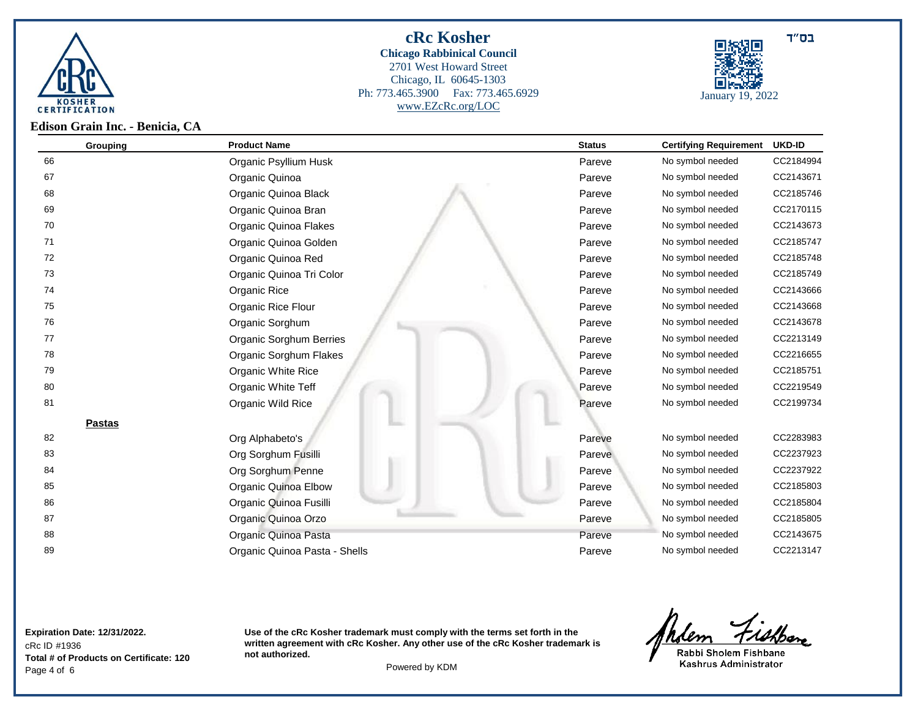**cRc Kosher**
**Chicago Rabbinical Council**
2701 West Howard Street
Chicago, IL 60645-1303
Ph: 773.465.3900 Fax: 773.465.6929
www.EZcRc.org/LOC

בס"ד

January 19, 2022

**Edison Grain Inc. - Benicia, CA**

| Grouping | Product Name | Status | Certifying Requirement | UKD-ID |
|---|---|---|---|---|
| 66 | Organic Psyllium Husk | Pareve | No symbol needed | CC2184994 |
| 67 | Organic Quinoa | Pareve | No symbol needed | CC2143671 |
| 68 | Organic Quinoa Black | Pareve | No symbol needed | CC2185746 |
| 69 | Organic Quinoa Bran | Pareve | No symbol needed | CC2170115 |
| 70 | Organic Quinoa Flakes | Pareve | No symbol needed | CC2143673 |
| 71 | Organic Quinoa Golden | Pareve | No symbol needed | CC2185747 |
| 72 | Organic Quinoa Red | Pareve | No symbol needed | CC2185748 |
| 73 | Organic Quinoa Tri Color | Pareve | No symbol needed | CC2185749 |
| 74 | Organic Rice | Pareve | No symbol needed | CC2143666 |
| 75 | Organic Rice Flour | Pareve | No symbol needed | CC2143668 |
| 76 | Organic Sorghum | Pareve | No symbol needed | CC2143678 |
| 77 | Organic Sorghum Berries | Pareve | No symbol needed | CC2213149 |
| 78 | Organic Sorghum Flakes | Pareve | No symbol needed | CC2216655 |
| 79 | Organic White Rice | Pareve | No symbol needed | CC2185751 |
| 80 | Organic White Teff | Pareve | No symbol needed | CC2219549 |
| 81 | Organic Wild Rice | Pareve | No symbol needed | CC2199734 |
| **Pastas** | | | | |
| 82 | Org Alphabeto's | Pareve | No symbol needed | CC2283983 |
| 83 | Org Sorghum Fusilli | Pareve | No symbol needed | CC2237923 |
| 84 | Org Sorghum Penne | Pareve | No symbol needed | CC2237922 |
| 85 | Organic Quinoa Elbow | Pareve | No symbol needed | CC2185803 |
| 86 | Organic Quinoa Fusilli | Pareve | No symbol needed | CC2185804 |
| 87 | Organic Quinoa Orzo | Pareve | No symbol needed | CC2185805 |
| 88 | Organic Quinoa Pasta | Pareve | No symbol needed | CC2143675 |
| 89 | Organic Quinoa Pasta - Shells | Pareve | No symbol needed | CC2213147 |

**Expiration Date: 12/31/2022.**
cRc ID #1936
**Total # of Products on Certificate: 120**

**Use of the cRc Kosher trademark must comply with the terms set forth in the written agreement with cRc Kosher. Any other use of the cRc Kosher trademark is not authorized.**

Powered by KDM

Rabbi Sholem Fishbane
Kashrus Administrator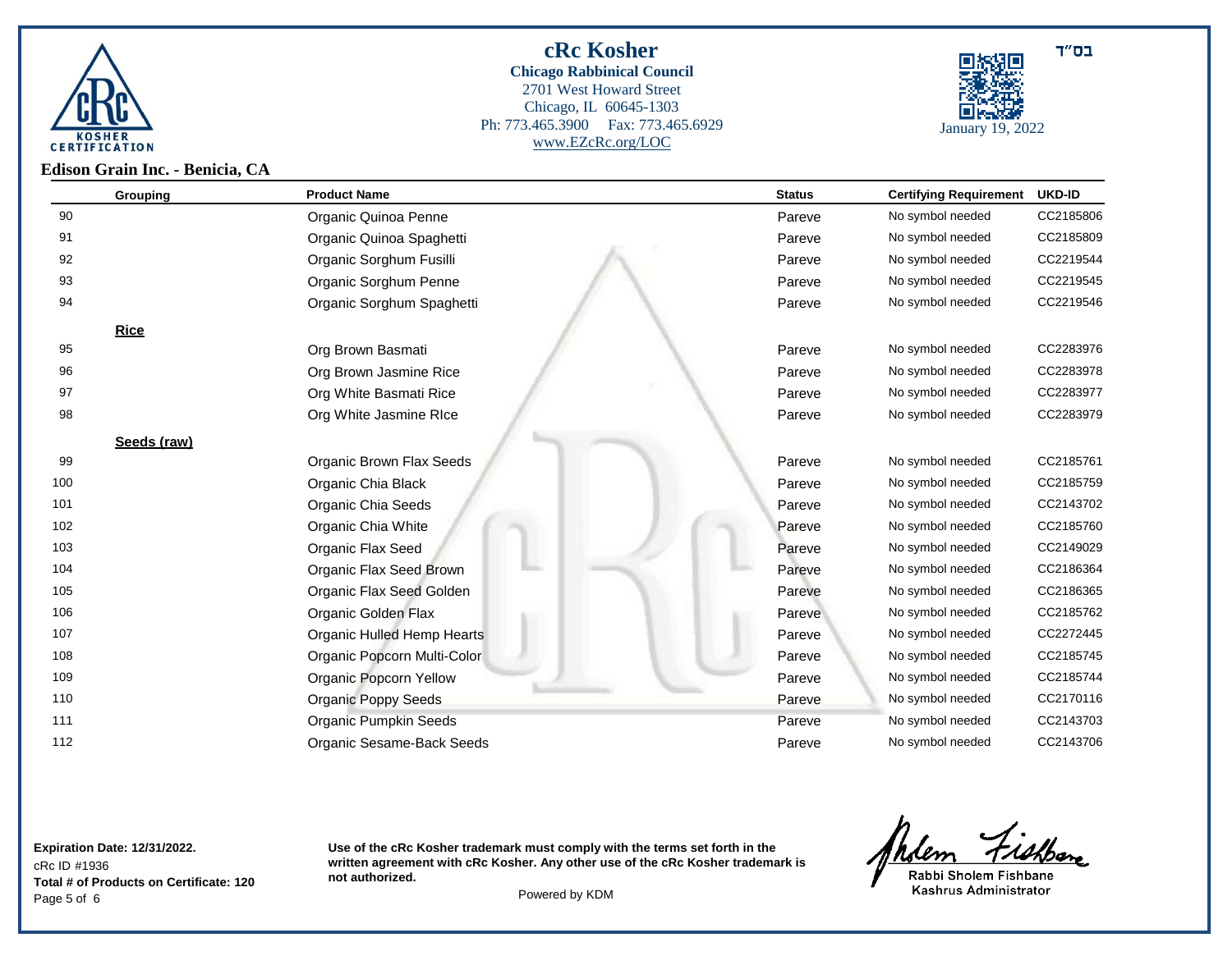# cRc Kosher

**Chicago Rabbinical Council**
2701 West Howard Street
Chicago, IL 60645-1303
Ph: 773.465.3900 Fax: 773.465.6929
www.EZcRc.org/LOC

בס"ד

January 19, 2022

## Edison Grain Inc. - Benicia, CA

| | Grouping | Product Name | Status | Certifying Requirement | UKD-ID |
|---|---|---|---|---|---|
| 90 | | Organic Quinoa Penne | Pareve | No symbol needed | CC2185806 |
| 91 | | Organic Quinoa Spaghetti | Pareve | No symbol needed | CC2185809 |
| 92 | | Organic Sorghum Fusilli | Pareve | No symbol needed | CC2219544 |
| 93 | | Organic Sorghum Penne | Pareve | No symbol needed | CC2219545 |
| 94 | | Organic Sorghum Spaghetti | Pareve | No symbol needed | CC2219546 |
| | **Rice** | | | | |
| 95 | | Org Brown Basmati | Pareve | No symbol needed | CC2283976 |
| 96 | | Org Brown Jasmine Rice | Pareve | No symbol needed | CC2283978 |
| 97 | | Org White Basmati Rice | Pareve | No symbol needed | CC2283977 |
| 98 | | Org White Jasmine RIce | Pareve | No symbol needed | CC2283979 |
| | **Seeds (raw)** | | | | |
| 99 | | Organic Brown Flax Seeds | Pareve | No symbol needed | CC2185761 |
| 100 | | Organic Chia Black | Pareve | No symbol needed | CC2185759 |
| 101 | | Organic Chia Seeds | Pareve | No symbol needed | CC2143702 |
| 102 | | Organic Chia White | Pareve | No symbol needed | CC2185760 |
| 103 | | Organic Flax Seed | Pareve | No symbol needed | CC2149029 |
| 104 | | Organic Flax Seed Brown | Pareve | No symbol needed | CC2186364 |
| 105 | | Organic Flax Seed Golden | Pareve | No symbol needed | CC2186365 |
| 106 | | Organic Golden Flax | Pareve | No symbol needed | CC2185762 |
| 107 | | Organic Hulled Hemp Hearts | Pareve | No symbol needed | CC2272445 |
| 108 | | Organic Popcorn Multi-Color | Pareve | No symbol needed | CC2185745 |
| 109 | | Organic Popcorn Yellow | Pareve | No symbol needed | CC2185744 |
| 110 | | Organic Poppy Seeds | Pareve | No symbol needed | CC2170116 |
| 111 | | Organic Pumpkin Seeds | Pareve | No symbol needed | CC2143703 |
| 112 | | Organic Sesame-Back Seeds | Pareve | No symbol needed | CC2143706 |

**Expiration Date: 12/31/2022.**
cRc ID #1936
**Total # of Products on Certificate: 120**

**Use of the cRc Kosher trademark must comply with the terms set forth in the written agreement with cRc Kosher. Any other use of the cRc Kosher trademark is not authorized.**

Powered by KDM

Rabbi Sholem Fishbane
Kashrus Administrator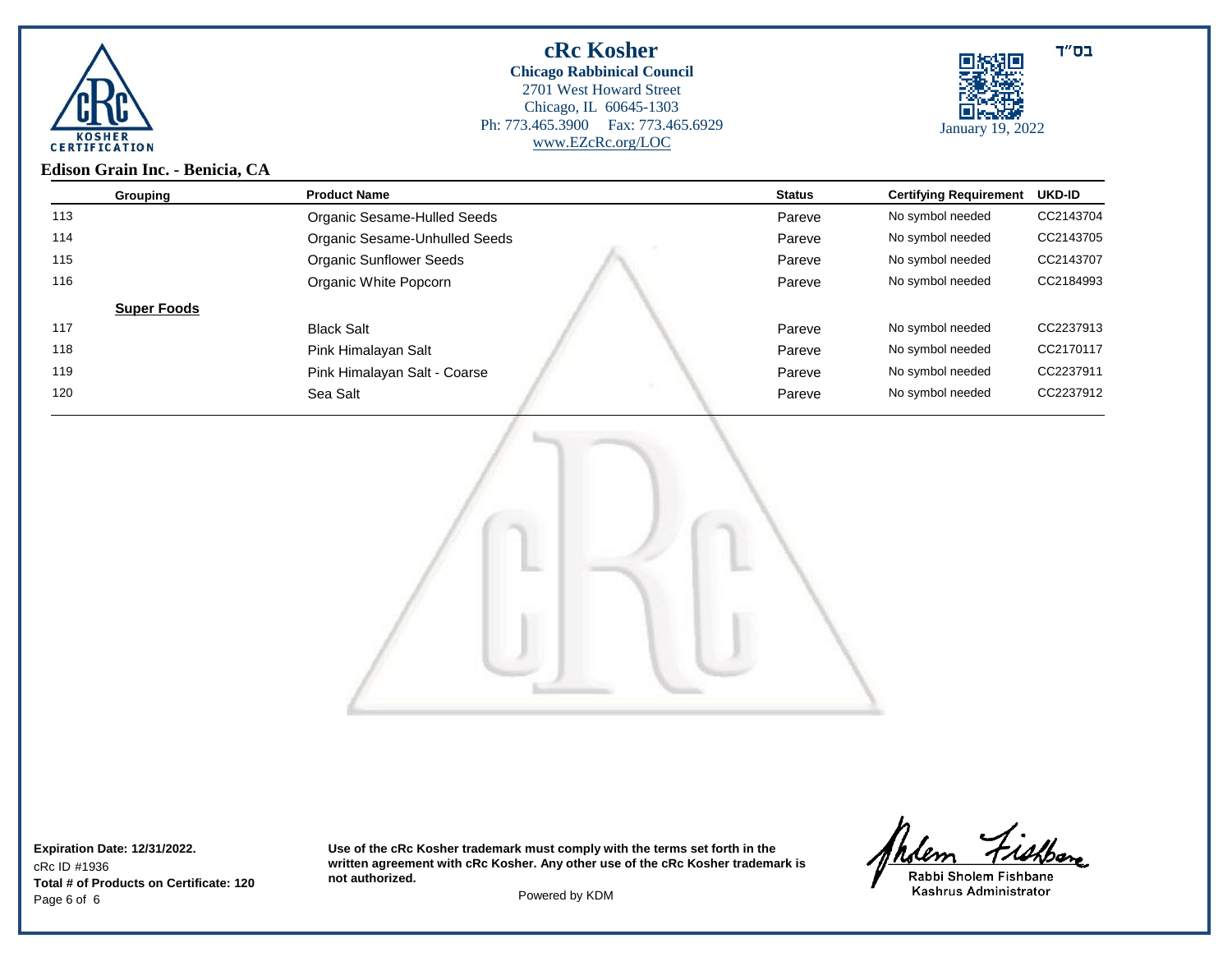בס"ד

# cRc Kosher

**Chicago Rabbinical Council**
2701 West Howard Street
Chicago, IL 60645-1303
Ph: 773.465.3900 Fax: 773.465.6929
www.EZcRc.org/LOC

January 19, 2022

**Edison Grain Inc. - Benicia, CA**

| | Grouping | Product Name | Status | Certifying Requirement | UKD-ID |
|---|---|---|---|---|---|
| 113 | | Organic Sesame-Hulled Seeds | Pareve | No symbol needed | CC2143704 |
| 114 | | Organic Sesame-Unhulled Seeds | Pareve | No symbol needed | CC2143705 |
| 115 | | Organic Sunflower Seeds | Pareve | No symbol needed | CC2143707 |
| 116 | | Organic White Popcorn | Pareve | No symbol needed | CC2184993 |
| | **Super Foods** | | | | |
| 117 | | Black Salt | Pareve | No symbol needed | CC2237913 |
| 118 | | Pink Himalayan Salt | Pareve | No symbol needed | CC2170117 |
| 119 | | Pink Himalayan Salt - Coarse | Pareve | No symbol needed | CC2237911 |
| 120 | | Sea Salt | Pareve | No symbol needed | CC2237912 |

**Expiration Date: 12/31/2022.**
cRc ID #1936
**Total # of Products on Certificate: 120**

**Use of the cRc Kosher trademark must comply with the terms set forth in the written agreement with cRc Kosher. Any other use of the cRc Kosher trademark is not authorized.**

Powered by KDM

Rabbi Sholem Fishbane
Kashrus Administrator